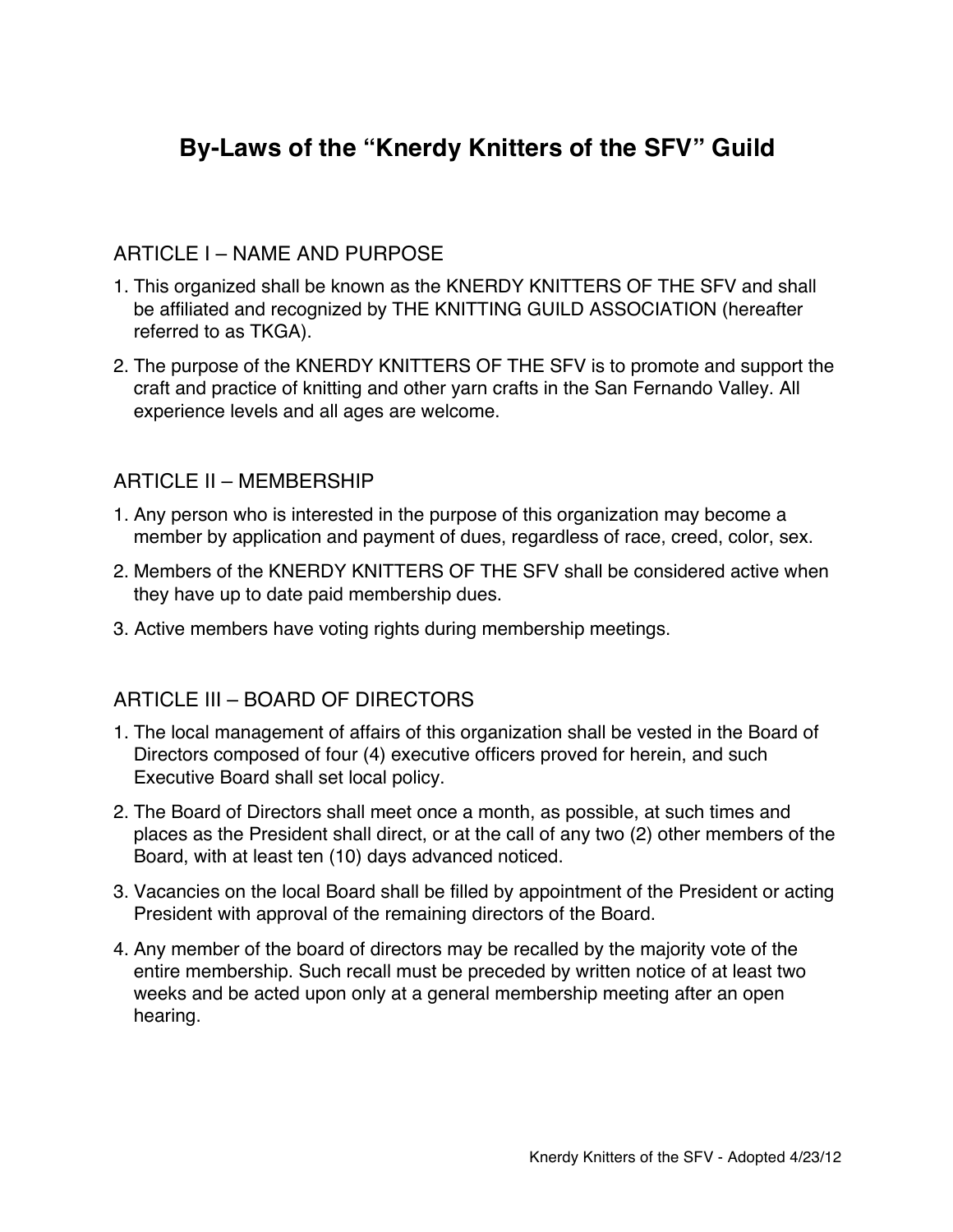# By-Laws of the "Knerdy Knitters of the SFV" Guild

## ARTICLE I – NAME AND PURPOSE

1. This organized shall be known as the KNERDY KNITTERS OF THE SFV and shall be affiliated and recognized by THE KNITTING GUILD ASSOCIATION (hereafter referred to as TKGA).
2. The purpose of the KNERDY KNITTERS OF THE SFV is to promote and support the craft and practice of knitting and other yarn crafts in the San Fernando Valley. All experience levels and all ages are welcome.

## ARTICLE II – MEMBERSHIP

1. Any person who is interested in the purpose of this organization may become a member by application and payment of dues, regardless of race, creed, color, sex.
2. Members of the KNERDY KNITTERS OF THE SFV shall be considered active when they have up to date paid membership dues.
3. Active members have voting rights during membership meetings.

## ARTICLE III – BOARD OF DIRECTORS

1. The local management of affairs of this organization shall be vested in the Board of Directors composed of four (4) executive officers proved for herein, and such Executive Board shall set local policy.
2. The Board of Directors shall meet once a month, as possible, at such times and places as the President shall direct, or at the call of any two (2) other members of the Board, with at least ten (10) days advanced noticed.
3. Vacancies on the local Board shall be filled by appointment of the President or acting President with approval of the remaining directors of the Board.
4. Any member of the board of directors may be recalled by the majority vote of the entire membership. Such recall must be preceded by written notice of at least two weeks and be acted upon only at a general membership meeting after an open hearing.

Knerdy Knitters of the SFV - Adopted 4/23/12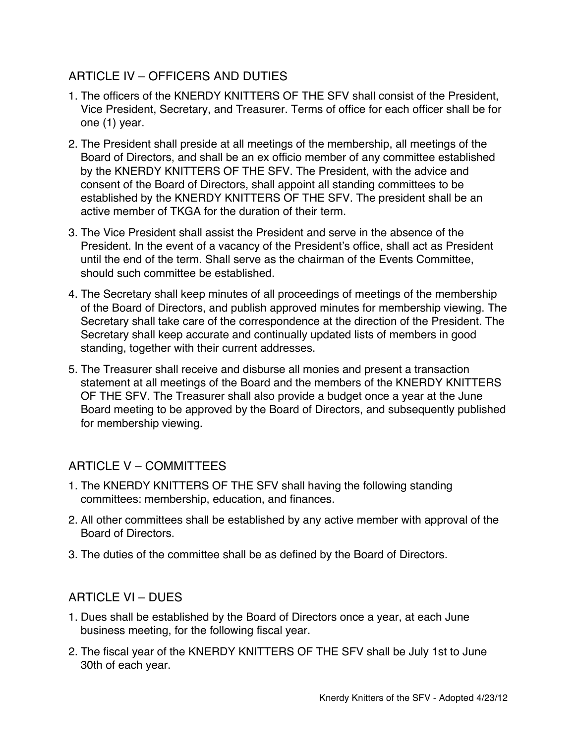## ARTICLE IV – OFFICERS AND DUTIES

1. The officers of the KNERDY KNITTERS OF THE SFV shall consist of the President, Vice President, Secretary, and Treasurer. Terms of office for each officer shall be for one (1) year.
2. The President shall preside at all meetings of the membership, all meetings of the Board of Directors, and shall be an ex officio member of any committee established by the KNERDY KNITTERS OF THE SFV. The President, with the advice and consent of the Board of Directors, shall appoint all standing committees to be established by the KNERDY KNITTERS OF THE SFV. The president shall be an active member of TKGA for the duration of their term.
3. The Vice President shall assist the President and serve in the absence of the President. In the event of a vacancy of the President's office, shall act as President until the end of the term. Shall serve as the chairman of the Events Committee, should such committee be established.
4. The Secretary shall keep minutes of all proceedings of meetings of the membership of the Board of Directors, and publish approved minutes for membership viewing. The Secretary shall take care of the correspondence at the direction of the President. The Secretary shall keep accurate and continually updated lists of members in good standing, together with their current addresses.
5. The Treasurer shall receive and disburse all monies and present a transaction statement at all meetings of the Board and the members of the KNERDY KNITTERS OF THE SFV. The Treasurer shall also provide a budget once a year at the June Board meeting to be approved by the Board of Directors, and subsequently published for membership viewing.

## ARTICLE V – COMMITTEES

1. The KNERDY KNITTERS OF THE SFV shall having the following standing committees: membership, education, and finances.
2. All other committees shall be established by any active member with approval of the Board of Directors.
3. The duties of the committee shall be as defined by the Board of Directors.

## ARTICLE VI – DUES

1. Dues shall be established by the Board of Directors once a year, at each June business meeting, for the following fiscal year.
2. The fiscal year of the KNERDY KNITTERS OF THE SFV shall be July 1st to June 30th of each year.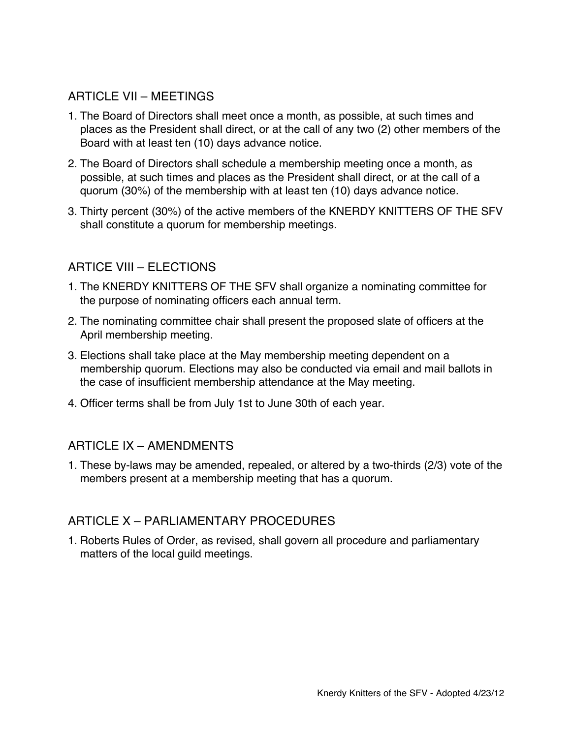## ARTICLE VII – MEETINGS

1. The Board of Directors shall meet once a month, as possible, at such times and places as the President shall direct, or at the call of any two (2) other members of the Board with at least ten (10) days advance notice.
2. The Board of Directors shall schedule a membership meeting once a month, as possible, at such times and places as the President shall direct, or at the call of a quorum (30%) of the membership with at least ten (10) days advance notice.
3. Thirty percent (30%) of the active members of the KNERDY KNITTERS OF THE SFV shall constitute a quorum for membership meetings.

## ARTICE VIII – ELECTIONS

1. The KNERDY KNITTERS OF THE SFV shall organize a nominating committee for the purpose of nominating officers each annual term.
2. The nominating committee chair shall present the proposed slate of officers at the April membership meeting.
3. Elections shall take place at the May membership meeting dependent on a membership quorum. Elections may also be conducted via email and mail ballots in the case of insufficient membership attendance at the May meeting.
4. Officer terms shall be from July 1st to June 30th of each year.

## ARTICLE IX – AMENDMENTS

1. These by-laws may be amended, repealed, or altered by a two-thirds (2/3) vote of the members present at a membership meeting that has a quorum.

## ARTICLE X – PARLIAMENTARY PROCEDURES

1. Roberts Rules of Order, as revised, shall govern all procedure and parliamentary matters of the local guild meetings.

Knerdy Knitters of the SFV - Adopted 4/23/12